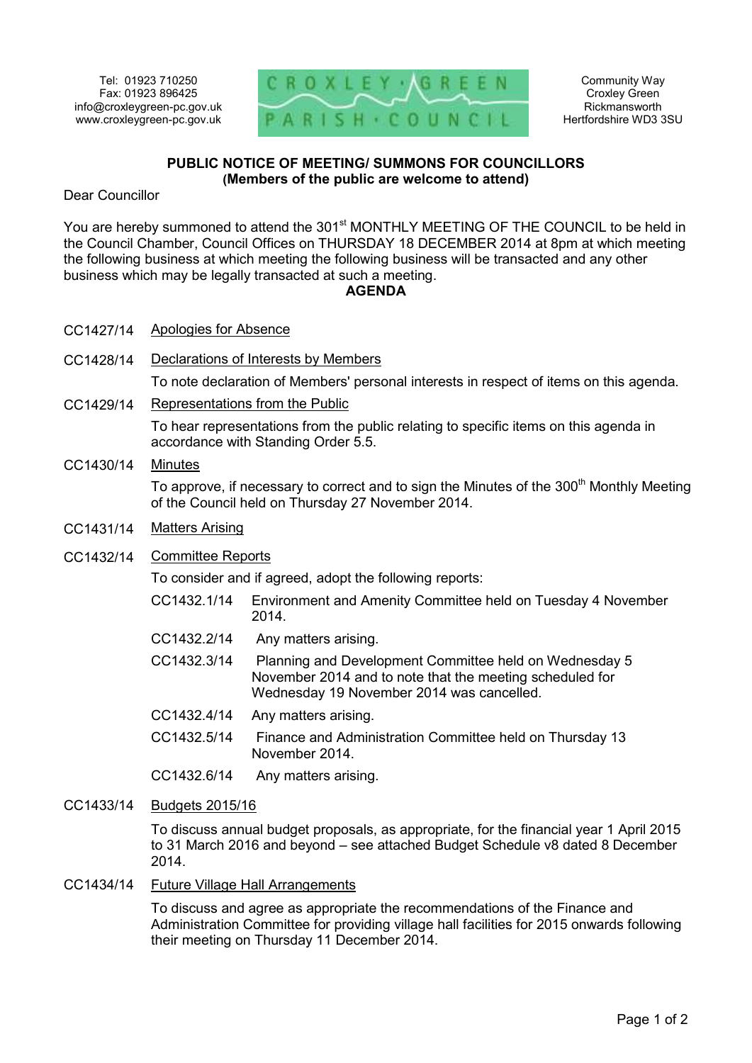Tel: 01923 710250
Fax: 01923 896425
info@croxleygreen-pc.gov.uk
www.croxleygreen-pc.gov.uk

CROXLEY GREEN PARISH COUNCIL

Community Way
Croxley Green
Rickmansworth
Hertfordshire WD3 3SU

**PUBLIC NOTICE OF MEETING/ SUMMONS FOR COUNCILLORS**
**(Members of the public are welcome to attend)**

Dear Councillor

You are hereby summoned to attend the 301st MONTHLY MEETING OF THE COUNCIL to be held in the Council Chamber, Council Offices on THURSDAY 18 DECEMBER 2014 at 8pm at which meeting the following business at which meeting the following business will be transacted and any other business which may be legally transacted at such a meeting.

**AGENDA**

CC1427/14 Apologies for Absence

CC1428/14 Declarations of Interests by Members

To note declaration of Members' personal interests in respect of items on this agenda.

CC1429/14 Representations from the Public

To hear representations from the public relating to specific items on this agenda in accordance with Standing Order 5.5.

CC1430/14 Minutes

To approve, if necessary to correct and to sign the Minutes of the 300th Monthly Meeting of the Council held on Thursday 27 November 2014.

CC1431/14 Matters Arising

CC1432/14 Committee Reports

To consider and if agreed, adopt the following reports:

- CC1432.1/14 Environment and Amenity Committee held on Tuesday 4 November 2014.
- CC1432.2/14 Any matters arising.
- CC1432.3/14 Planning and Development Committee held on Wednesday 5 November 2014 and to note that the meeting scheduled for Wednesday 19 November 2014 was cancelled.
- CC1432.4/14 Any matters arising.
- CC1432.5/14 Finance and Administration Committee held on Thursday 13 November 2014.
- CC1432.6/14 Any matters arising.

CC1433/14 Budgets 2015/16

To discuss annual budget proposals, as appropriate, for the financial year 1 April 2015 to 31 March 2016 and beyond – see attached Budget Schedule v8 dated 8 December 2014.

CC1434/14 Future Village Hall Arrangements

To discuss and agree as appropriate the recommendations of the Finance and Administration Committee for providing village hall facilities for 2015 onwards following their meeting on Thursday 11 December 2014.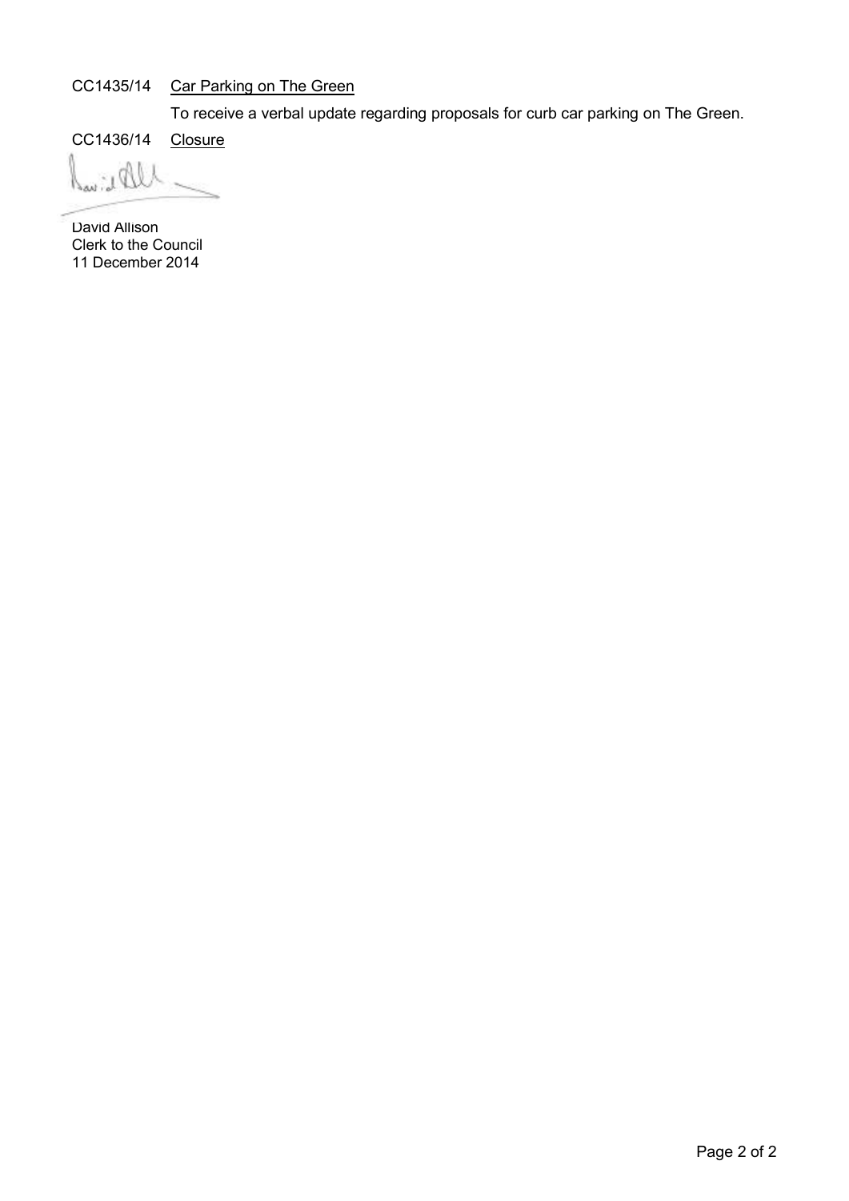CC1435/14 Car Parking on The Green

To receive a verbal update regarding proposals for curb car parking on The Green.

CC1436/14 Closure

David Allison
Clerk to the Council
11 December 2014